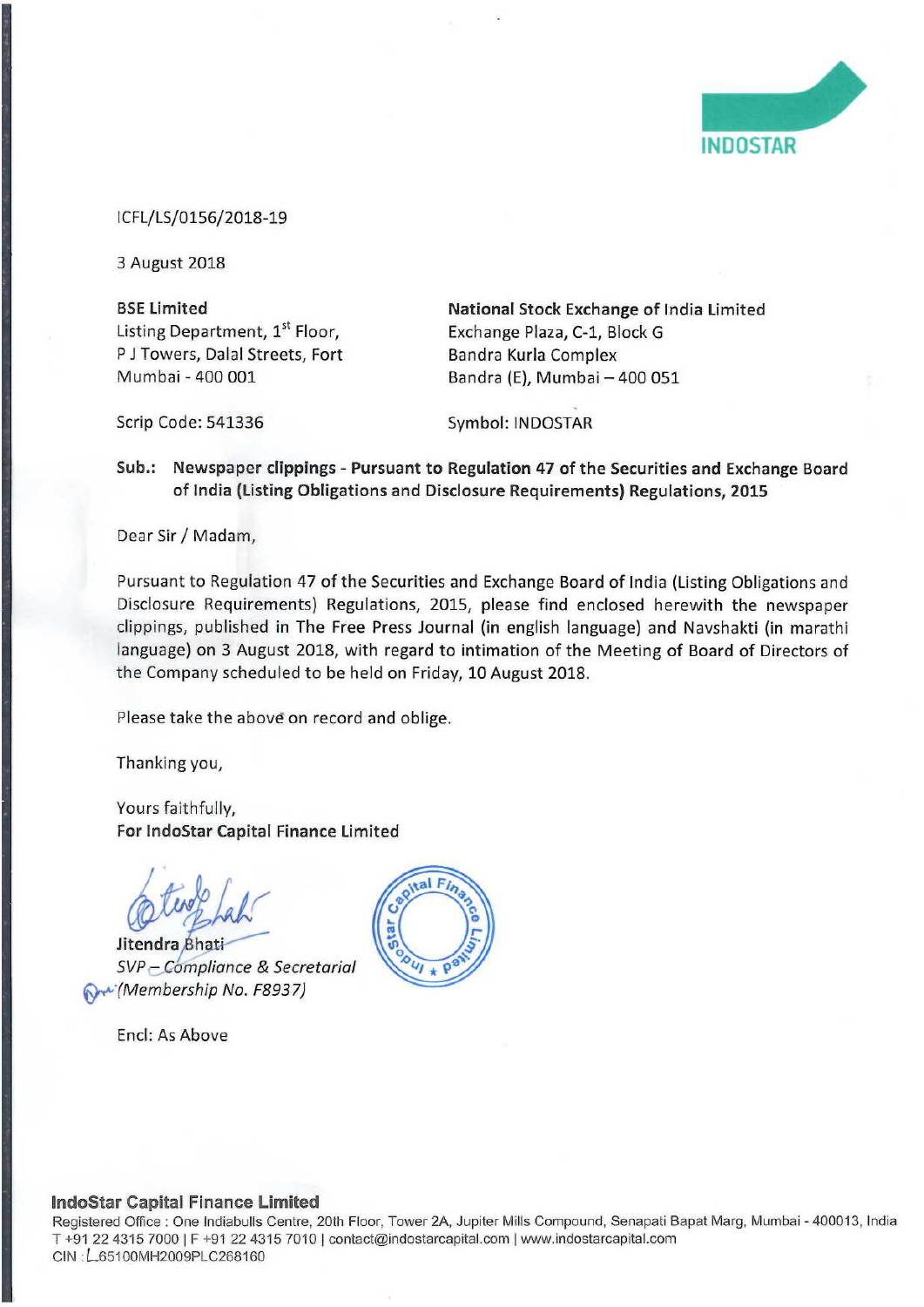INDOSTAR

ICFL/LS/0156/2018-19

3 August 2018

| **BSE Limited** | **National Stock Exchange of India Limited** |
|---|---|
| Listing Department, 1st Floor, | Exchange Plaza, C-1, Block G |
| P J Towers, Dalal Streets, Fort | Bandra Kurla Complex |
| Mumbai - 400 001 | Bandra (E), Mumbai – 400 051 |
| Scrip Code: 541336 | Symbol: INDOSTAR |

**Sub.: Newspaper clippings - Pursuant to Regulation 47 of the Securities and Exchange Board of India (Listing Obligations and Disclosure Requirements) Regulations, 2015**

Dear Sir / Madam,

Pursuant to Regulation 47 of the Securities and Exchange Board of India (Listing Obligations and Disclosure Requirements) Regulations, 2015, please find enclosed herewith the newspaper clippings, published in The Free Press Journal (in english language) and Navshakti (in marathi language) on 3 August 2018, with regard to intimation of the Meeting of Board of Directors of the Company scheduled to be held on Friday, 10 August 2018.

Please take the above on record and oblige.

Thanking you,

Yours faithfully,
**For IndoStar Capital Finance Limited**

Jitendra Bhati
*SVP – Compliance & Secretarial*
*(Membership No. F8937)*

Encl: As Above

**IndoStar Capital Finance Limited**
Registered Office : One Indiabulls Centre, 20th Floor, Tower 2A, Jupiter Mills Compound, Senapati Bapat Marg, Mumbai - 400013, India
T +91 22 4315 7000 | F +91 22 4315 7010 | contact@indostarcapital.com | www.indostarcapital.com
CIN : L65100MH2009PLC268160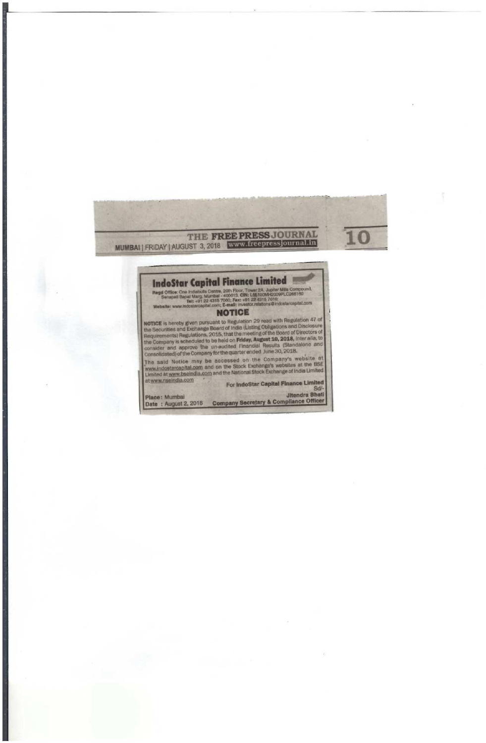THE FREE PRESS JOURNAL
MUMBAI | FRIDAY | AUGUST 3, 2018 www.freepressjournal.in

# IndoStar Capital Finance Limited

**Regd Office:** One Indiabulls Centre, 20th Floor, Tower 2A, Jupiter Mills Compound, Senapati Bapat Marg, Mumbai - 400013. **CIN:** L65100MH2009PLC268160
**Tel:** +91 22 4315 7000; **Fax:** +91 22 4315 7010;
**Website:** www.indostarcapital.com; **E-mail:** investor.relations@indostarcapital.com

## NOTICE

**NOTICE** is hereby given pursuant to Regulation 29 read with Regulation 47 of the Securities and Exchange Board of India (Listing Obligations and Disclosure Requirements) Regulations, 2015, that the meeting of the Board of Directors of the Company is scheduled to be held on **Friday, August 10, 2018,** *inter alia*, to consider and approve the un-audited Financial Results (Standalone and Consolidated) of the Company for the quarter ended June 30, 2018.

The said Notice may be accessed on the Company's website at www.indostarcapital.com and on the Stock Exchange's websites at the BSE Limited at www.bseindia.com and the National Stock Exchange of India Limited at www.nseindia.com

**For IndoStar Capital Finance Limited**
Sd/-
**Jitendra Bhati**
**Company Secretary & Compliance Officer**

**Place:** Mumbai
**Date :** August 2, 2018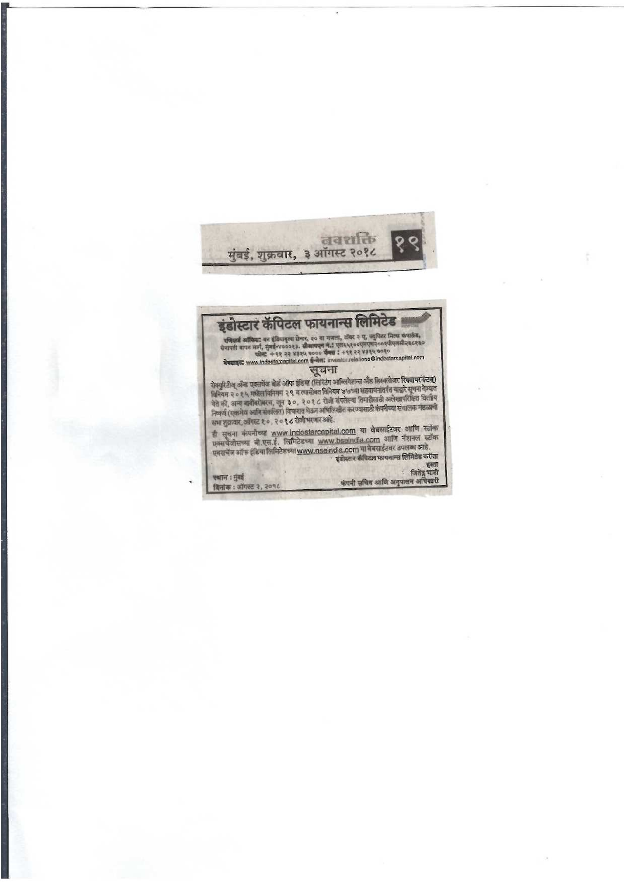नवशक्ति
मुंबई, शुक्रवार, ३ ऑगस्ट २०१८

# इंडोस्टार कॅपिटल फायनान्स लिमिटेड

रजिस्टर्ड ऑफिस: वन इंडियाबुल्स सेंटर, २० वा मजला, टॉवर २ ए, ज्युपिटर मिल्स कंपाऊंड, सेनापती बापट मार्ग, मुंबई-४०००१३. सीआयएन क्र.: यु६५१००एमएच२००९पीएलसी२६८१६०
फोन: +९१ २२ ४३१५ ७००० फॅक्स : +९१ २२ ४३१५ ७०१०
वेबसाइट: www.indostarcapital.com ई-मेल: investor.relations@indostarcapital.com

## सूचना

सेक्युरिटीज् अँड एक्सचेंज बोर्ड ऑफ इंडिया (लिस्टिंग ऑब्लिगेशन्स अँड डिस्क्लोजर रिक्वायरमेंट्स) विनियम २०१५ मधील विनियम २९ व त्यासोबत विनियम ४७च्या सहवाचनांतर्गत याद्वारे सूचना देण्यात येते की, अन्य बाबींबरोबर, जून ३०, २०१८ रोजी संपलेल्या तिमाहीसाठी अलेखापरिक्षित वित्तीय निष्कर्ष (एकमेव आणि संकलित) विचारात घेऊन अभिलिखीत करण्यासाठी कंपनीच्या संचालक मंडळाची सभा शुक्रवार, ऑगस्ट १०, २०१८ रोजी भरणार आहे.

ही सूचना कंपनीच्या www.indostarcapital.com या वेबसाईटवर आणि स्टॉक एक्सचेंजीसच्या बी.एस.ई. लिमिटेडच्या www.bseindia.com आणि नॅशनल स्टॉक एक्सचेंज ऑफ इंडिया लिमिटेडच्या www.nseindia.com या वेबसाईटवर उपलब्ध आहे.

इंडोस्टार कॅपिटल फायनान्स लिमिटेड करीता
सही/-
जितेंद्र भाटी
कंपनी सचिव आणि अनुपालन अधिकारी

स्थान : मुंबई
दिनांक : ऑगस्ट २, २०१८